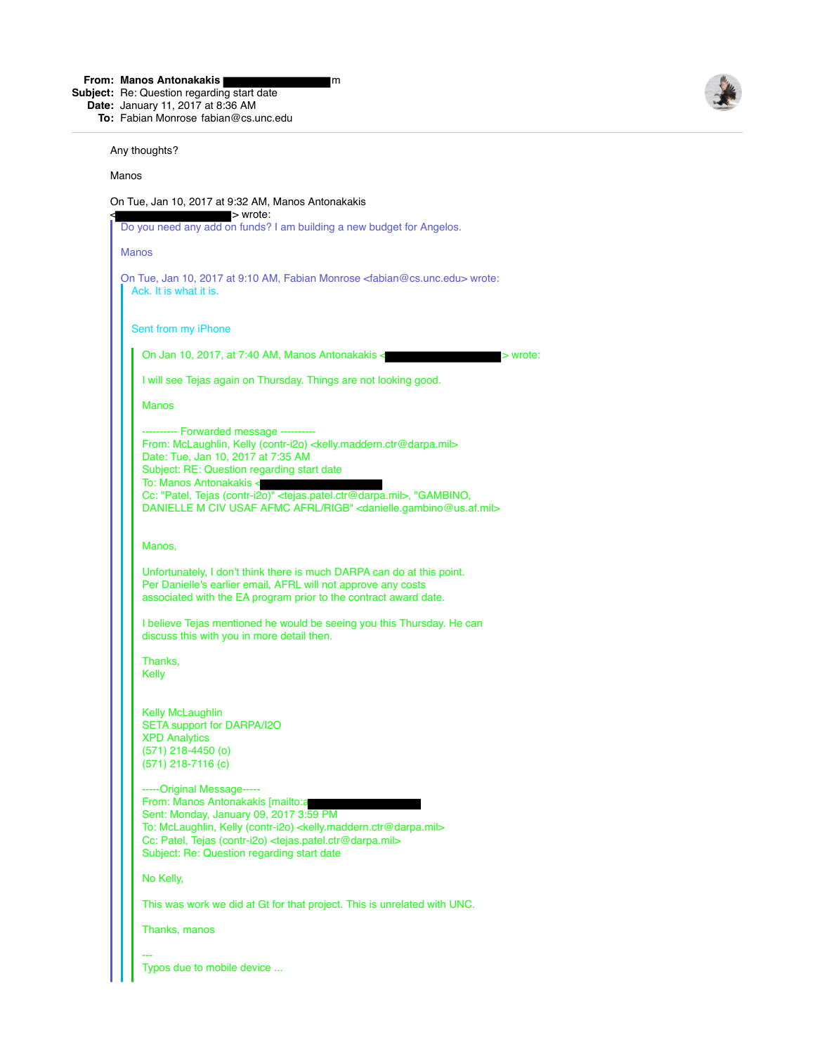**From:** Manos Antonakakis ███████████m
**Subject:** Re: Question regarding start date
**Date:** January 11, 2017 at 8:36 AM
**To:** Fabian Monrose fabian@cs.unc.edu

---

Any thoughts?

Manos

On Tue, Jan 10, 2017 at 9:32 AM, Manos Antonakakis <███████████> wrote:

> Do you need any add on funds? I am building a new budget for Angelos.
>
> Manos
>
> On Tue, Jan 10, 2017 at 9:10 AM, Fabian Monrose <fabian@cs.unc.edu> wrote:
>
>> Ack. It is what it is.
>>
>> Sent from my iPhone
>>
>>> On Jan 10, 2017, at 7:40 AM, Manos Antonakakis <███████████> wrote:
>>>
>>> I will see Tejas again on Thursday. Things are not looking good.
>>>
>>> Manos
>>>
>>> ---------- Forwarded message ----------
>>> From: McLaughlin, Kelly (contr-i2o) <kelly.maddern.ctr@darpa.mil>
>>> Date: Tue, Jan 10, 2017 at 7:35 AM
>>> Subject: RE: Question regarding start date
>>> To: Manos Antonakakis <███████████
>>> Cc: "Patel, Tejas (contr-i2o)" <tejas.patel.ctr@darpa.mil>, "GAMBINO, DANIELLE M CIV USAF AFMC AFRL/RIGB" <danielle.gambino@us.af.mil>
>>>
>>> Manos,
>>>
>>> Unfortunately, I don't think there is much DARPA can do at this point. Per Danielle's earlier email, AFRL will not approve any costs associated with the EA program prior to the contract award date.
>>>
>>> I believe Tejas mentioned he would be seeing you this Thursday. He can discuss this with you in more detail then.
>>>
>>> Thanks,
>>> Kelly
>>>
>>> Kelly McLaughlin
>>> SETA support for DARPA/I2O
>>> XPD Analytics
>>> (571) 218-4450 (o)
>>> (571) 218-7116 (c)
>>>
>>> -----Original Message-----
>>> From: Manos Antonakakis [mailto:a███████████
>>> Sent: Monday, January 09, 2017 3:59 PM
>>> To: McLaughlin, Kelly (contr-i2o) <kelly.maddern.ctr@darpa.mil>
>>> Cc: Patel, Tejas (contr-i2o) <tejas.patel.ctr@darpa.mil>
>>> Subject: Re: Question regarding start date
>>>
>>> No Kelly,
>>>
>>> This was work we did at Gt for that project. This is unrelated with UNC.
>>>
>>> Thanks, manos
>>>
>>> ---
>>> Typos due to mobile device ...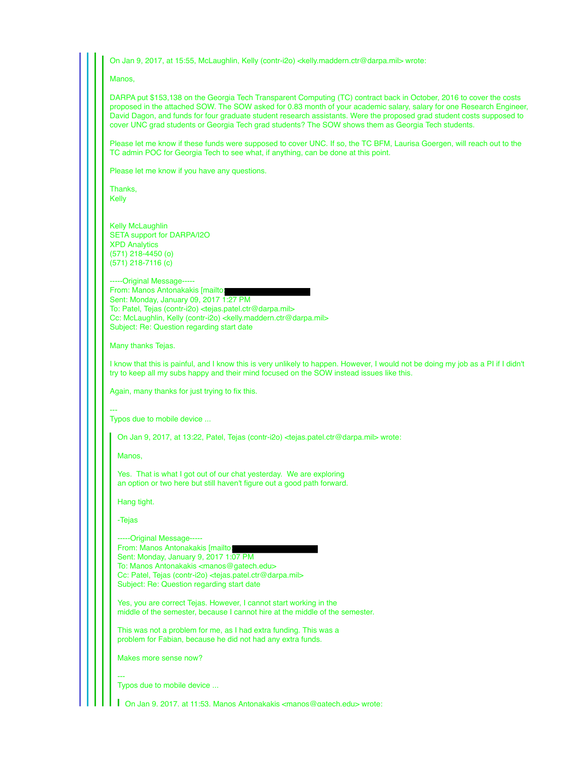> > > > On Jan 9, 2017, at 15:55, McLaughlin, Kelly (contr-i2o) <kelly.maddern.ctr@darpa.mil> wrote:
> > > >
> > > > Manos,
> > > >
> > > > DARPA put $153,138 on the Georgia Tech Transparent Computing (TC) contract back in October, 2016 to cover the costs proposed in the attached SOW. The SOW asked for 0.83 month of your academic salary, salary for one Research Engineer, David Dagon, and funds for four graduate student research assistants. Were the proposed grad student costs supposed to cover UNC grad students or Georgia Tech grad students? The SOW shows them as Georgia Tech students.
> > > >
> > > > Please let me know if these funds were supposed to cover UNC. If so, the TC BFM, Laurisa Goergen, will reach out to the TC admin POC for Georgia Tech to see what, if anything, can be done at this point.
> > > >
> > > > Please let me know if you have any questions.
> > > >
> > > > Thanks,
> > > > Kelly
> > > >
> > > >
> > > > Kelly McLaughlin
> > > > SETA support for DARPA/I2O
> > > > XPD Analytics
> > > > (571) 218-4450 (o)
> > > > (571) 218-7116 (c)
> > > >
> > > > -----Original Message-----
> > > > From: Manos Antonakakis [mailto:[REDACTED]
> > > > Sent: Monday, January 09, 2017 1:27 PM
> > > > To: Patel, Tejas (contr-i2o) <tejas.patel.ctr@darpa.mil>
> > > > Cc: McLaughlin, Kelly (contr-i2o) <kelly.maddern.ctr@darpa.mil>
> > > > Subject: Re: Question regarding start date
> > > >
> > > > Many thanks Tejas.
> > > >
> > > > I know that this is painful, and I know this is very unlikely to happen. However, I would not be doing my job as a PI if I didn't try to keep all my subs happy and their mind focused on the SOW instead issues like this.
> > > >
> > > > Again, many thanks for just trying to fix this.
> > > >
> > > > ---
> > > > Typos due to mobile device ...
> > > >
> > > > > On Jan 9, 2017, at 13:22, Patel, Tejas (contr-i2o) <tejas.patel.ctr@darpa.mil> wrote:
> > > > >
> > > > > Manos,
> > > > >
> > > > > Yes. That is what I got out of our chat yesterday. We are exploring
> > > > > an option or two here but still haven't figure out a good path forward.
> > > > >
> > > > > Hang tight.
> > > > >
> > > > > -Tejas
> > > > >
> > > > > -----Original Message-----
> > > > > From: Manos Antonakakis [mailto:[REDACTED]
> > > > > Sent: Monday, January 9, 2017 1:07 PM
> > > > > To: Manos Antonakakis <manos@gatech.edu>
> > > > > Cc: Patel, Tejas (contr-i2o) <tejas.patel.ctr@darpa.mil>
> > > > > Subject: Re: Question regarding start date
> > > > >
> > > > > Yes, you are correct Tejas. However, I cannot start working in the
> > > > > middle of the semester, because I cannot hire at the middle of the semester.
> > > > >
> > > > > This was not a problem for me, as I had extra funding. This was a
> > > > > problem for Fabian, because he did not had any extra funds.
> > > > >
> > > > > Makes more sense now?
> > > > >
> > > > > ---
> > > > > Typos due to mobile device ...
> > > > >
> > > > > > On Jan 9, 2017, at 11:53, Manos Antonakakis <manos@gatech.edu> wrote: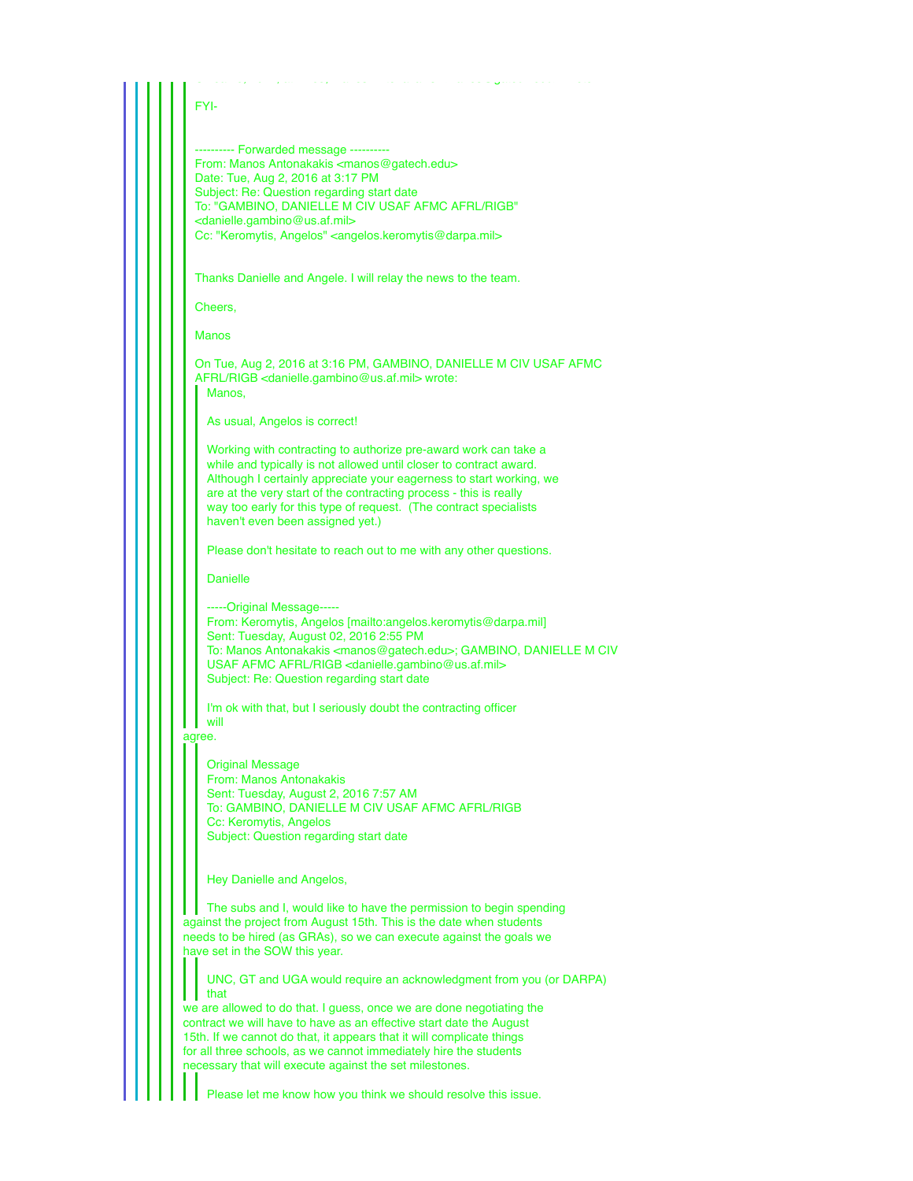FYI-

---------- Forwarded message ----------
From: Manos Antonakakis <manos@gatech.edu>
Date: Tue, Aug 2, 2016 at 3:17 PM
Subject: Re: Question regarding start date
To: "GAMBINO, DANIELLE M CIV USAF AFMC AFRL/RIGB" <danielle.gambino@us.af.mil>
Cc: "Keromytis, Angelos" <angelos.keromytis@darpa.mil>

Thanks Danielle and Angele. I will relay the news to the team.

Cheers,

Manos

On Tue, Aug 2, 2016 at 3:16 PM, GAMBINO, DANIELLE M CIV USAF AFMC AFRL/RIGB <danielle.gambino@us.af.mil> wrote:

> Manos,
>
> As usual, Angelos is correct!
>
> Working with contracting to authorize pre-award work can take a while and typically is not allowed until closer to contract award. Although I certainly appreciate your eagerness to start working, we are at the very start of the contracting process - this is really way too early for this type of request. (The contract specialists haven't even been assigned yet.)
>
> Please don't hesitate to reach out to me with any other questions.
>
> Danielle
>
> -----Original Message-----
> From: Keromytis, Angelos [mailto:angelos.keromytis@darpa.mil]
> Sent: Tuesday, August 02, 2016 2:55 PM
> To: Manos Antonakakis <manos@gatech.edu>; GAMBINO, DANIELLE M CIV USAF AFMC AFRL/RIGB <danielle.gambino@us.af.mil>
> Subject: Re: Question regarding start date
>
> I'm ok with that, but I seriously doubt the contracting officer will
agree.

> Original Message
> From: Manos Antonakakis
> Sent: Tuesday, August 2, 2016 7:57 AM
> To: GAMBINO, DANIELLE M CIV USAF AFMC AFRL/RIGB
> Cc: Keromytis, Angelos
> Subject: Question regarding start date
>
> Hey Danielle and Angelos,
>
> The subs and I, would like to have the permission to begin spending
against the project from August 15th. This is the date when students needs to be hired (as GRAs), so we can execute against the goals we have set in the SOW this year.

> UNC, GT and UGA would require an acknowledgment from you (or DARPA) that
we are allowed to do that. I guess, once we are done negotiating the contract we will have to have as an effective start date the August 15th. If we cannot do that, it appears that it will complicate things for all three schools, as we cannot immediately hire the students necessary that will execute against the set milestones.

> Please let me know how you think we should resolve this issue.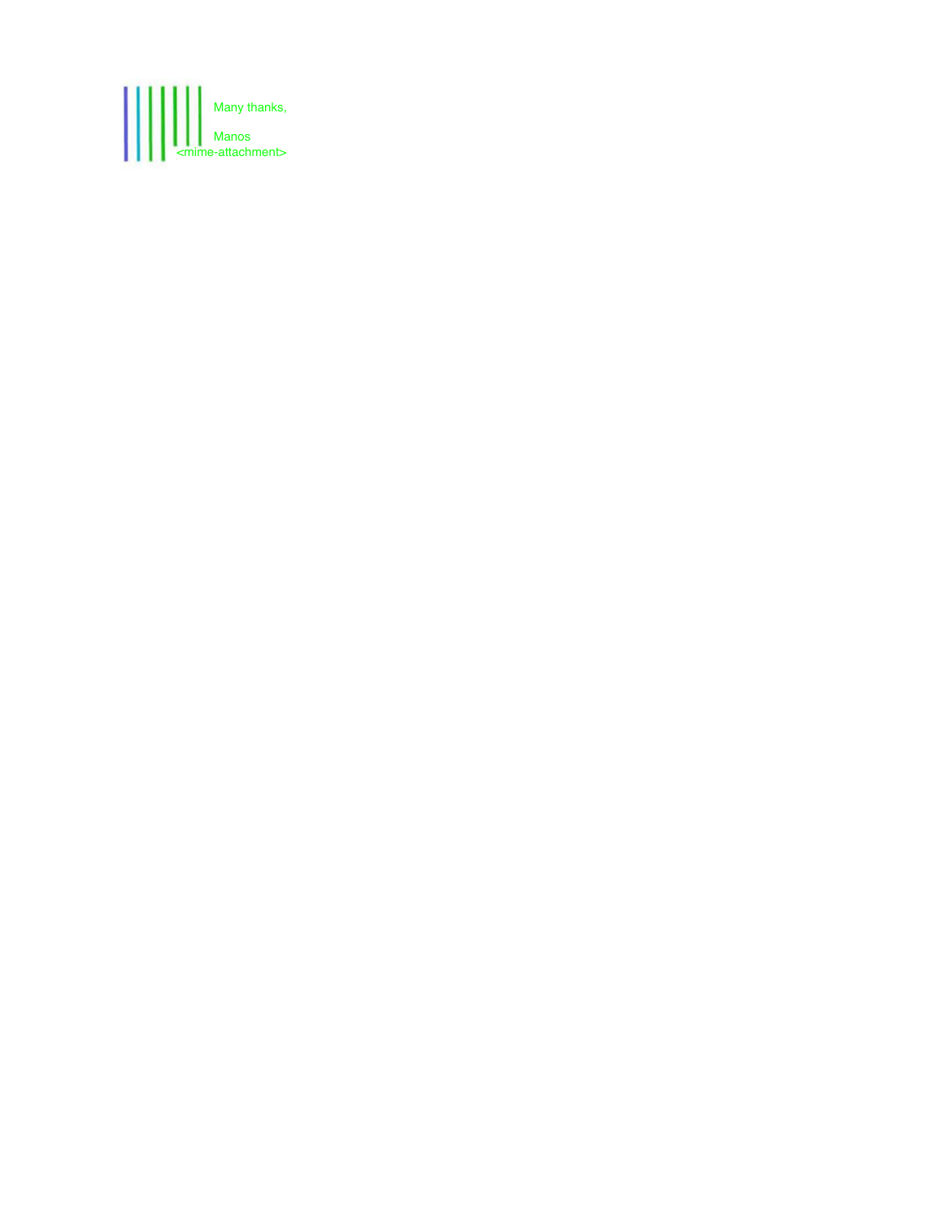Many thanks,

Manos

<mime-attachment>